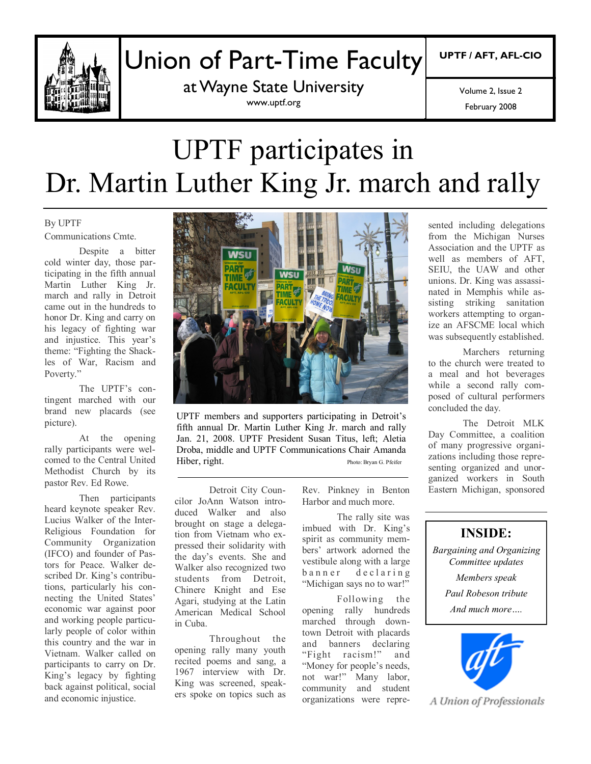# Union of Part-Time Faculty

at Wayne State University

www.uptf.org

UPTF / AFT, AFL-CIO

Volume 2, Issue 2

February 2008

# UPTF participates in Dr. Martin Luther King Jr. march and rally

By UPTF Communications Cmte.

Despite a bitter cold winter day, those participating in the fifth annual Martin Luther King Jr. march and rally in Detroit came out in the hundreds to honor Dr. King and carry on his legacy of fighting war and injustice. This year's theme: "Fighting the Shackles of War, Racism and Poverty."

The UPTF's contingent marched with our brand new placards (see picture).

At the opening rally participants were welcomed to the Central United Methodist Church by its pastor Rev. Ed Rowe.

Then participants heard keynote speaker Rev. Lucius Walker of the Inter-Religious Foundation for Community Organization (IFCO) and founder of Pastors for Peace. Walker described Dr. King's contributions, particularly his connecting the United States' economic war against poor and working people particularly people of color within this country and the war in Vietnam. Walker called on participants to carry on Dr. King's legacy by fighting back against political, social and economic injustice.

UPTF members and supporters participating in Detroit's fifth annual Dr. Martin Luther King Jr. march and rally Jan. 21, 2008. UPTF President Susan Titus, left; Aletia Droba, middle and UPTF Communications Chair Amanda Hiber, right. Photo: Bryan G. Pfeifer

Detroit City Councilor JoAnn Watson introduced Walker and also brought on stage a delegation from Vietnam who expressed their solidarity with the day's events. She and Walker also recognized two students from Detroit, Chinere Knight and Ese Agari, studying at the Latin American Medical School in Cuba.

Throughout the opening rally many youth recited poems and sang, a 1967 interview with Dr. King was screened, speakers spoke on topics such as Rev. Pinkney in Benton Harbor and much more.

The rally site was imbued with Dr. King's spirit as community members' artwork adorned the vestibule along with a large banner declaring "Michigan says no to war!"

Following the opening rally hundreds marched through downtown Detroit with placards and banners declaring "Fight racism!" and "Money for people's needs, not war!" Many labor, community and student organizations were represented including delegations from the Michigan Nurses Association and the UPTF as well as members of AFT, SEIU, the UAW and other unions. Dr. King was assassinated in Memphis while assisting striking sanitation workers attempting to organize an AFSCME local which was subsequently established.

Marchers returning to the church were treated to a meal and hot beverages while a second rally composed of cultural performers concluded the day.

The Detroit MLK Day Committee, a coalition of many progressive organizations including those representing organized and unorganized workers in South Eastern Michigan, sponsored

## INSIDE:

*Bargaining and Organizing Committee updates*

*Members speak*

*Paul Robeson tribute*

*And much more….*

*A Union of Professionals*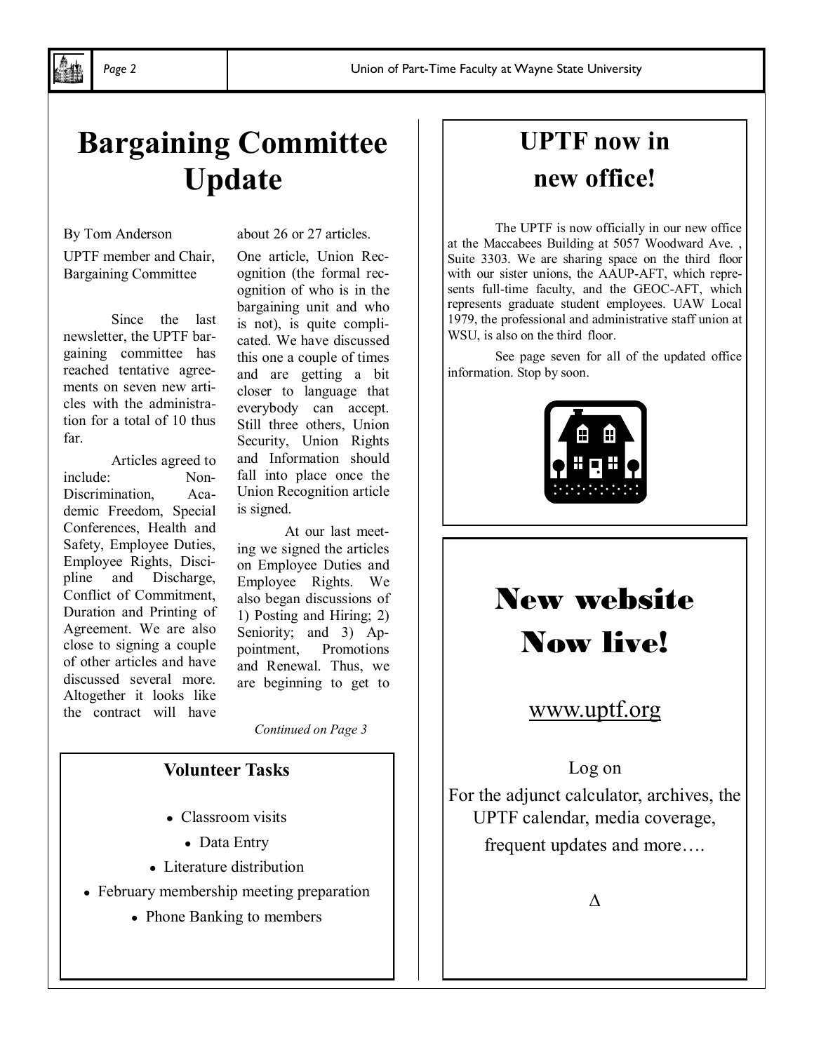# Bargaining Committee Update

By Tom Anderson

UPTF member and Chair, Bargaining Committee

Since the last newsletter, the UPTF bargaining committee has reached tentative agreements on seven new articles with the administration for a total of 10 thus far.

Articles agreed to include: Non-Discrimination, Academic Freedom, Special Conferences, Health and Safety, Employee Duties, Employee Rights, Discipline and Discharge, Conflict of Commitment, Duration and Printing of Agreement. We are also close to signing a couple of other articles and have discussed several more. Altogether it looks like the contract will have about 26 or 27 articles.

One article, Union Recognition (the formal recognition of who is in the bargaining unit and who is not), is quite complicated. We have discussed this one a couple of times and are getting a bit closer to language that everybody can accept. Still three others, Union Security, Union Rights and Information should fall into place once the Union Recognition article is signed.

At our last meeting we signed the articles on Employee Duties and Employee Rights. We also began discussions of 1) Posting and Hiring; 2) Seniority; and 3) Appointment, Promotions and Renewal. Thus, we are beginning to get to

*Continued on Page 3*

### Volunteer Tasks

- Classroom visits
- Data Entry
- Literature distribution
- February membership meeting preparation
- Phone Banking to members

## UPTF now in new office!

The UPTF is now officially in our new office at the Maccabees Building at 5057 Woodward Ave. , Suite 3303. We are sharing space on the third floor with our sister unions, the AAUP-AFT, which represents full-time faculty, and the GEOC-AFT, which represents graduate student employees. UAW Local 1979, the professional and administrative staff union at WSU, is also on the third floor.

See page seven for all of the updated office information. Stop by soon.

## New website Now live!

www.uptf.org

Log on

For the adjunct calculator, archives, the UPTF calendar, media coverage, frequent updates and more….

Δ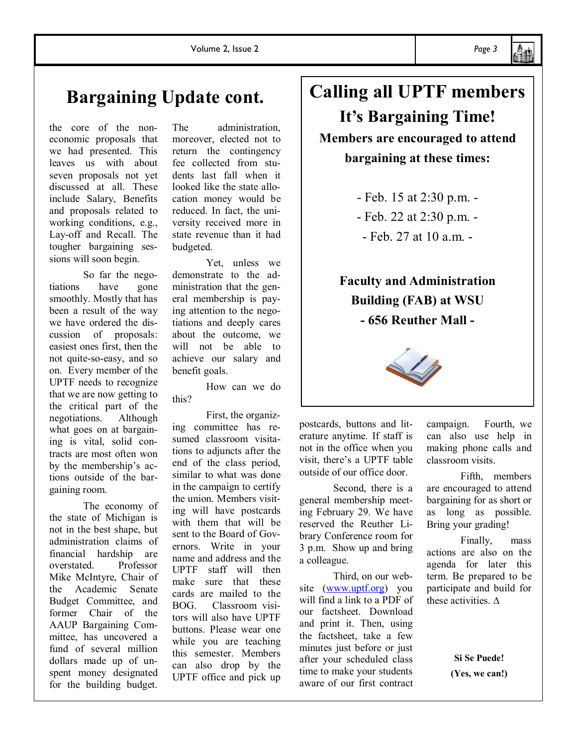## Bargaining Update cont.

the core of the non-economic proposals that we had presented. This leaves us with about seven proposals not yet discussed at all. These include Salary, Benefits and proposals related to working conditions, e.g., Lay-off and Recall. The tougher bargaining sessions will soon begin.

So far the negotiations have gone smoothly. Mostly that has been a result of the way we have ordered the discussion of proposals: easiest ones first, then the not quite-so-easy, and so on. Every member of the UPTF needs to recognize that we are now getting to the critical part of the negotiations. Although what goes on at bargaining is vital, solid contracts are most often won by the membership's actions outside of the bargaining room.

The economy of the state of Michigan is not in the best shape, but administration claims of financial hardship are overstated. Professor Mike McIntyre, Chair of the Academic Senate Budget Committee, and former Chair of the AAUP Bargaining Committee, has uncovered a fund of several million dollars made up of unspent money designated for the building budget. The administration, moreover, elected not to return the contingency fee collected from students last fall when it looked like the state allocation money would be reduced. In fact, the university received more in state revenue than it had budgeted.

Yet, unless we demonstrate to the administration that the general membership is paying attention to the negotiations and deeply cares about the outcome, we will not be able to achieve our salary and benefit goals.

How can we do this?

First, the organizing committee has resumed classroom visitations to adjuncts after the end of the class period, similar to what was done in the campaign to certify the union. Members visiting will have postcards with them that will be sent to the Board of Governors. Write in your name and address and the UPTF staff will then make sure that these cards are mailed to the BOG. Classroom visitors will also have UPTF buttons. Please wear one while you are teaching this semester. Members can also drop by the UPTF office and pick up postcards, buttons and literature anytime. If staff is not in the office when you visit, there's a UPTF table outside of our office door.

Second, there is a general membership meeting February 29. We have reserved the Reuther Library Conference room for 3 p.m. Show up and bring a colleague.

Third, on our website (www.uptf.org) you will find a link to a PDF of our factsheet. Download and print it. Then, using the factsheet, take a few minutes just before or just after your scheduled class time to make your students aware of our first contract campaign. Fourth, we can also use help in making phone calls and classroom visits.

Fifth, members are encouraged to attend bargaining for as short or as long as possible. Bring your grading!

Finally, mass actions are also on the agenda for later this term. Be prepared to be participate and build for these activities. ∆

**Si Se Puede!**
**(Yes, we can!)**

---

# Calling all UPTF members

## It's Bargaining Time!

**Members are encouraged to attend bargaining at these times:**

- Feb. 15 at 2:30 p.m. -
- Feb. 22 at 2:30 p.m. -
- Feb. 27 at 10 a.m. -

**Faculty and Administration Building (FAB) at WSU**
**- 656 Reuther Mall -**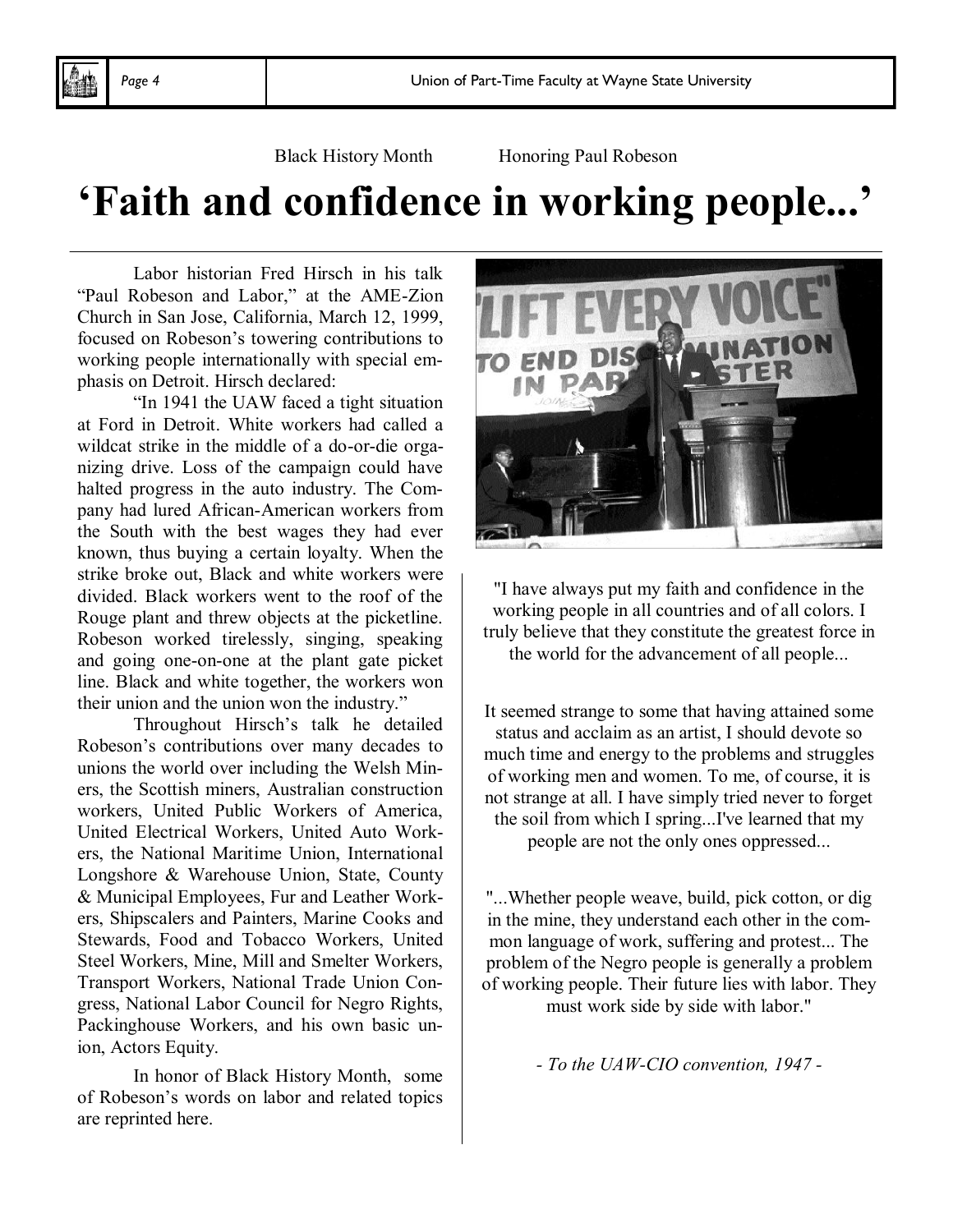Black History Month Honoring Paul Robeson

# 'Faith and confidence in working people...'

Labor historian Fred Hirsch in his talk "Paul Robeson and Labor," at the AME-Zion Church in San Jose, California, March 12, 1999, focused on Robeson's towering contributions to working people internationally with special emphasis on Detroit. Hirsch declared:

"In 1941 the UAW faced a tight situation at Ford in Detroit. White workers had called a wildcat strike in the middle of a do-or-die organizing drive. Loss of the campaign could have halted progress in the auto industry. The Company had lured African-American workers from the South with the best wages they had ever known, thus buying a certain loyalty. When the strike broke out, Black and white workers were divided. Black workers went to the roof of the Rouge plant and threw objects at the picketline. Robeson worked tirelessly, singing, speaking and going one-on-one at the plant gate picket line. Black and white together, the workers won their union and the union won the industry."

Throughout Hirsch's talk he detailed Robeson's contributions over many decades to unions the world over including the Welsh Miners, the Scottish miners, Australian construction workers, United Public Workers of America, United Electrical Workers, United Auto Workers, the National Maritime Union, International Longshore & Warehouse Union, State, County & Municipal Employees, Fur and Leather Workers, Shipscalers and Painters, Marine Cooks and Stewards, Food and Tobacco Workers, United Steel Workers, Mine, Mill and Smelter Workers, Transport Workers, National Trade Union Congress, National Labor Council for Negro Rights, Packinghouse Workers, and his own basic union, Actors Equity.

In honor of Black History Month, some of Robeson's words on labor and related topics are reprinted here.

"I have always put my faith and confidence in the working people in all countries and of all colors. I truly believe that they constitute the greatest force in the world for the advancement of all people...

It seemed strange to some that having attained some status and acclaim as an artist, I should devote so much time and energy to the problems and struggles of working men and women. To me, of course, it is not strange at all. I have simply tried never to forget the soil from which I spring...I've learned that my people are not the only ones oppressed...

"...Whether people weave, build, pick cotton, or dig in the mine, they understand each other in the common language of work, suffering and protest... The problem of the Negro people is generally a problem of working people. Their future lies with labor. They must work side by side with labor."

*- To the UAW-CIO convention, 1947 -*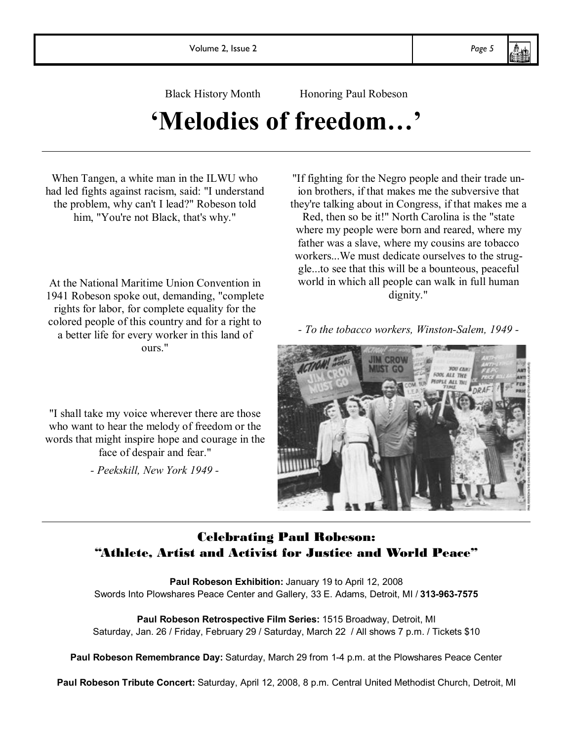Black History Month Honoring Paul Robeson

# 'Melodies of freedom…'

When Tangen, a white man in the ILWU who had led fights against racism, said: "I understand the problem, why can't I lead?" Robeson told him, "You're not Black, that's why."

At the National Maritime Union Convention in 1941 Robeson spoke out, demanding, "complete rights for labor, for complete equality for the colored people of this country and for a right to a better life for every worker in this land of ours."

"I shall take my voice wherever there are those who want to hear the melody of freedom or the words that might inspire hope and courage in the face of despair and fear."

*- Peekskill, New York 1949 -*

"If fighting for the Negro people and their trade union brothers, if that makes me the subversive that they're talking about in Congress, if that makes me a Red, then so be it!" North Carolina is the "state where my people were born and reared, where my father was a slave, where my cousins are tobacco workers...We must dedicate ourselves to the struggle...to see that this will be a bounteous, peaceful world in which all people can walk in full human dignity."

*- To the tobacco workers, Winston-Salem, 1949 -*

## Celebrating Paul Robeson: "Athlete, Artist and Activist for Justice and World Peace"

**Paul Robeson Exhibition:** January 19 to April 12, 2008
Swords Into Plowshares Peace Center and Gallery, 33 E. Adams, Detroit, MI / **313-963-7575**

**Paul Robeson Retrospective Film Series:** 1515 Broadway, Detroit, MI
Saturday, Jan. 26 / Friday, February 29 / Saturday, March 22 / All shows 7 p.m. / Tickets $10

**Paul Robeson Remembrance Day:** Saturday, March 29 from 1-4 p.m. at the Plowshares Peace Center

**Paul Robeson Tribute Concert:** Saturday, April 12, 2008, 8 p.m. Central United Methodist Church, Detroit, MI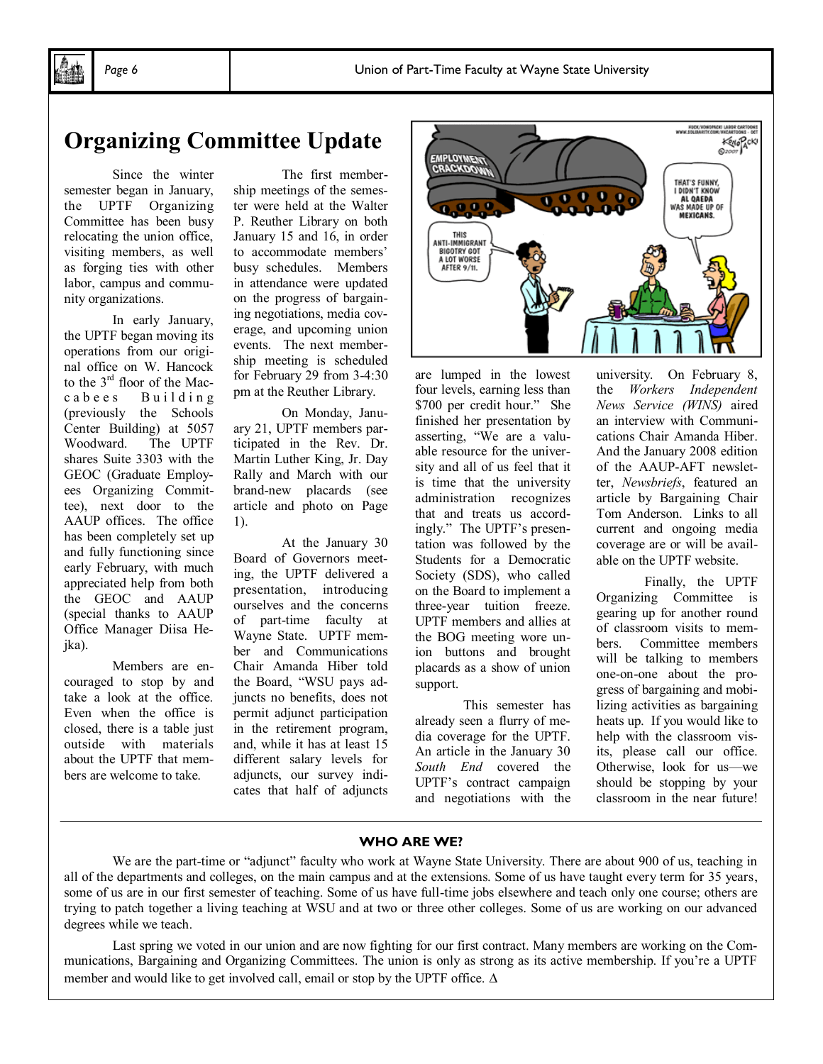# Organizing Committee Update

Since the winter semester began in January, the UPTF Organizing Committee has been busy relocating the union office, visiting members, as well as forging ties with other labor, campus and community organizations.

In early January, the UPTF began moving its operations from our original office on W. Hancock to the 3rd floor of the Maccabees Building (previously the Schools Center Building) at 5057 Woodward. The UPTF shares Suite 3303 with the GEOC (Graduate Employees Organizing Committee), next door to the AAUP offices. The office has been completely set up and fully functioning since early February, with much appreciated help from both the GEOC and AAUP (special thanks to AAUP Office Manager Diisa Hejka).

Members are encouraged to stop by and take a look at the office. Even when the office is closed, there is a table just outside with materials about the UPTF that members are welcome to take.

The first membership meetings of the semester were held at the Walter P. Reuther Library on both January 15 and 16, in order to accommodate members' busy schedules. Members in attendance were updated on the progress of bargaining negotiations, media coverage, and upcoming union events. The next membership meeting is scheduled for February 29 from 3-4:30 pm at the Reuther Library.

On Monday, January 21, UPTF members participated in the Rev. Dr. Martin Luther King, Jr. Day Rally and March with our brand-new placards (see article and photo on Page 1).

At the January 30 Board of Governors meeting, the UPTF delivered a presentation, introducing ourselves and the concerns of part-time faculty at Wayne State. UPTF member and Communications Chair Amanda Hiber told the Board, "WSU pays adjuncts no benefits, does not permit adjunct participation in the retirement program, and, while it has at least 15 different salary levels for adjuncts, our survey indicates that half of adjuncts are lumped in the lowest four levels, earning less than \$700 per credit hour." She finished her presentation by asserting, "We are a valuable resource for the university and all of us feel that it is time that the university administration recognizes that and treats us accordingly." The UPTF's presentation was followed by the Students for a Democratic Society (SDS), who called on the Board to implement a three-year tuition freeze. UPTF members and allies at the BOG meeting wore union buttons and brought placards as a show of union support.

This semester has already seen a flurry of media coverage for the UPTF. An article in the January 30 *South End* covered the UPTF's contract campaign and negotiations with the university. On February 8, the *Workers Independent News Service (WINS)* aired an interview with Communications Chair Amanda Hiber. And the January 2008 edition of the AAUP-AFT newsletter, *Newsbriefs*, featured an article by Bargaining Chair Tom Anderson. Links to all current and ongoing media coverage are or will be available on the UPTF website.

Finally, the UPTF Organizing Committee is gearing up for another round of classroom visits to members. Committee members will be talking to members one-on-one about the progress of bargaining and mobilizing activities as bargaining heats up. If you would like to help with the classroom visits, please call our office. Otherwise, look for us—we should be stopping by your classroom in the near future!

---

### WHO ARE WE?

We are the part-time or "adjunct" faculty who work at Wayne State University. There are about 900 of us, teaching in all of the departments and colleges, on the main campus and at the extensions. Some of us have taught every term for 35 years, some of us are in our first semester of teaching. Some of us have full-time jobs elsewhere and teach only one course; others are trying to patch together a living teaching at WSU and at two or three other colleges. Some of us are working on our advanced degrees while we teach.

Last spring we voted in our union and are now fighting for our first contract. Many members are working on the Communications, Bargaining and Organizing Committees. The union is only as strong as its active membership. If you're a UPTF member and would like to get involved call, email or stop by the UPTF office. Δ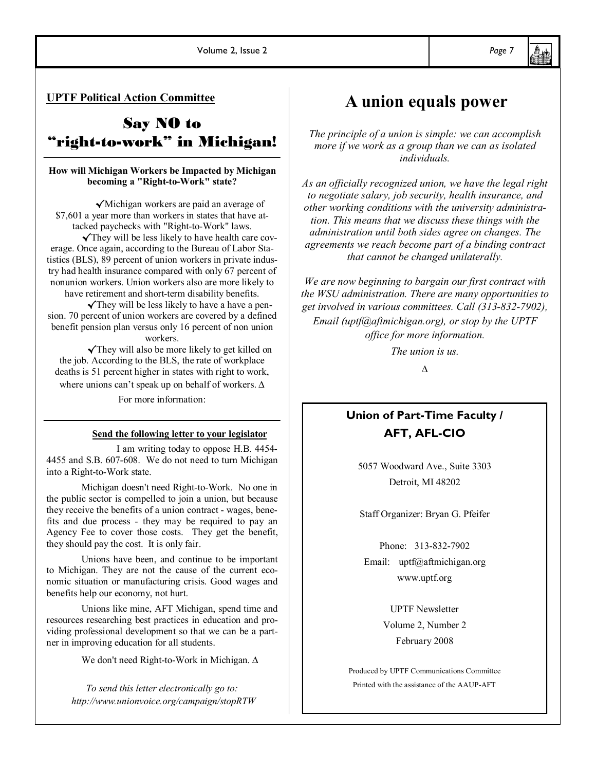**UPTF Political Action Committee**

# Say NO to "right-to-work" in Michigan!

**How will Michigan Workers be Impacted by Michigan becoming a "Right-to-Work" state?**

✓Michigan workers are paid an average of $7,601 a year more than workers in states that have attacked paychecks with "Right-to-Work" laws.

✓They will be less likely to have health care coverage. Once again, according to the Bureau of Labor Statistics (BLS), 89 percent of union workers in private industry had health insurance compared with only 67 percent of nonunion workers. Union workers also are more likely to have retirement and short-term disability benefits.

✓They will be less likely to have a have a pension. 70 percent of union workers are covered by a defined benefit pension plan versus only 16 percent of non union workers.

✓They will also be more likely to get killed on the job. According to the BLS, the rate of workplace deaths is 51 percent higher in states with right to work, where unions can't speak up on behalf of workers. ∆

For more information:

**Send the following letter to your legislator**

I am writing today to oppose H.B. 4454-4455 and S.B. 607-608. We do not need to turn Michigan into a Right-to-Work state.

Michigan doesn't need Right-to-Work. No one in the public sector is compelled to join a union, but because they receive the benefits of a union contract - wages, benefits and due process - they may be required to pay an Agency Fee to cover those costs. They get the benefit, they should pay the cost. It is only fair.

Unions have been, and continue to be important to Michigan. They are not the cause of the current economic situation or manufacturing crisis. Good wages and benefits help our economy, not hurt.

Unions like mine, AFT Michigan, spend time and resources researching best practices in education and providing professional development so that we can be a partner in improving education for all students.

We don't need Right-to-Work in Michigan. ∆

*To send this letter electronically go to: http://www.unionvoice.org/campaign/stopRTW*

# A union equals power

*The principle of a union is simple: we can accomplish more if we work as a group than we can as isolated individuals.*

*As an officially recognized union, we have the legal right to negotiate salary, job security, health insurance, and other working conditions with the university administration. This means that we discuss these things with the administration until both sides agree on changes. The agreements we reach become part of a binding contract that cannot be changed unilaterally.*

*We are now beginning to bargain our first contract with the WSU administration. There are many opportunities to get involved in various committees. Call (313-832-7902), Email (uptf@aftmichigan.org), or stop by the UPTF office for more information.*

*The union is us.*

∆

**Union of Part-Time Faculty / AFT, AFL-CIO**

5057 Woodward Ave., Suite 3303
Detroit, MI 48202

Staff Organizer: Bryan G. Pfeifer

Phone: 313-832-7902
Email: uptf@aftmichigan.org
www.uptf.org

UPTF Newsletter
Volume 2, Number 2
February 2008

Produced by UPTF Communications Committee
Printed with the assistance of the AAUP-AFT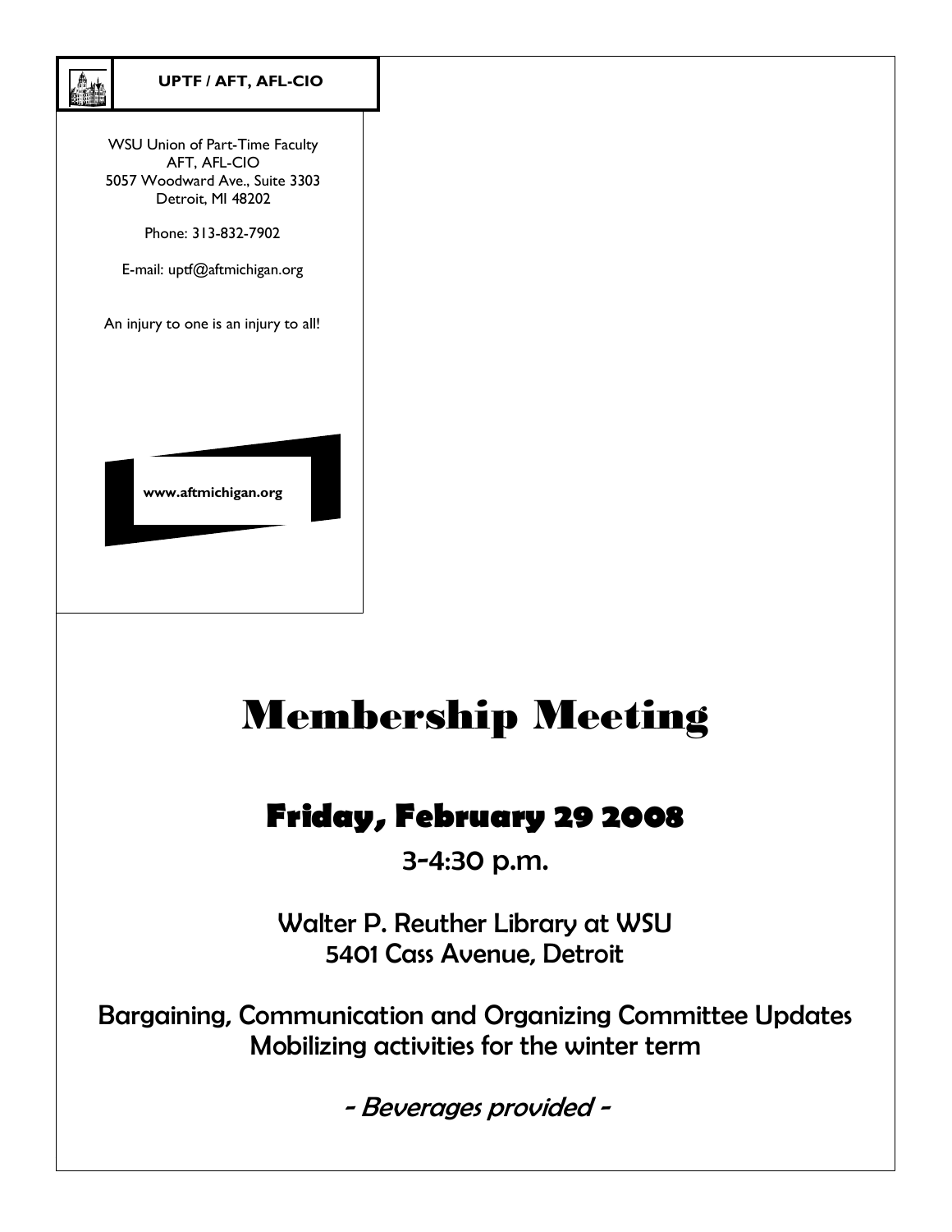**UPTF / AFT, AFL-CIO**

WSU Union of Part-Time Faculty
AFT, AFL-CIO
5057 Woodward Ave., Suite 3303
Detroit, MI 48202

Phone: 313-832-7902

E-mail: uptf@aftmichigan.org

An injury to one is an injury to all!

**www.aftmichigan.org**

# Membership Meeting

## Friday, February 29 2008

3-4:30 p.m.

Walter P. Reuther Library at WSU
5401 Cass Avenue, Detroit

Bargaining, Communication and Organizing Committee Updates
Mobilizing activities for the winter term

*- Beverages provided -*